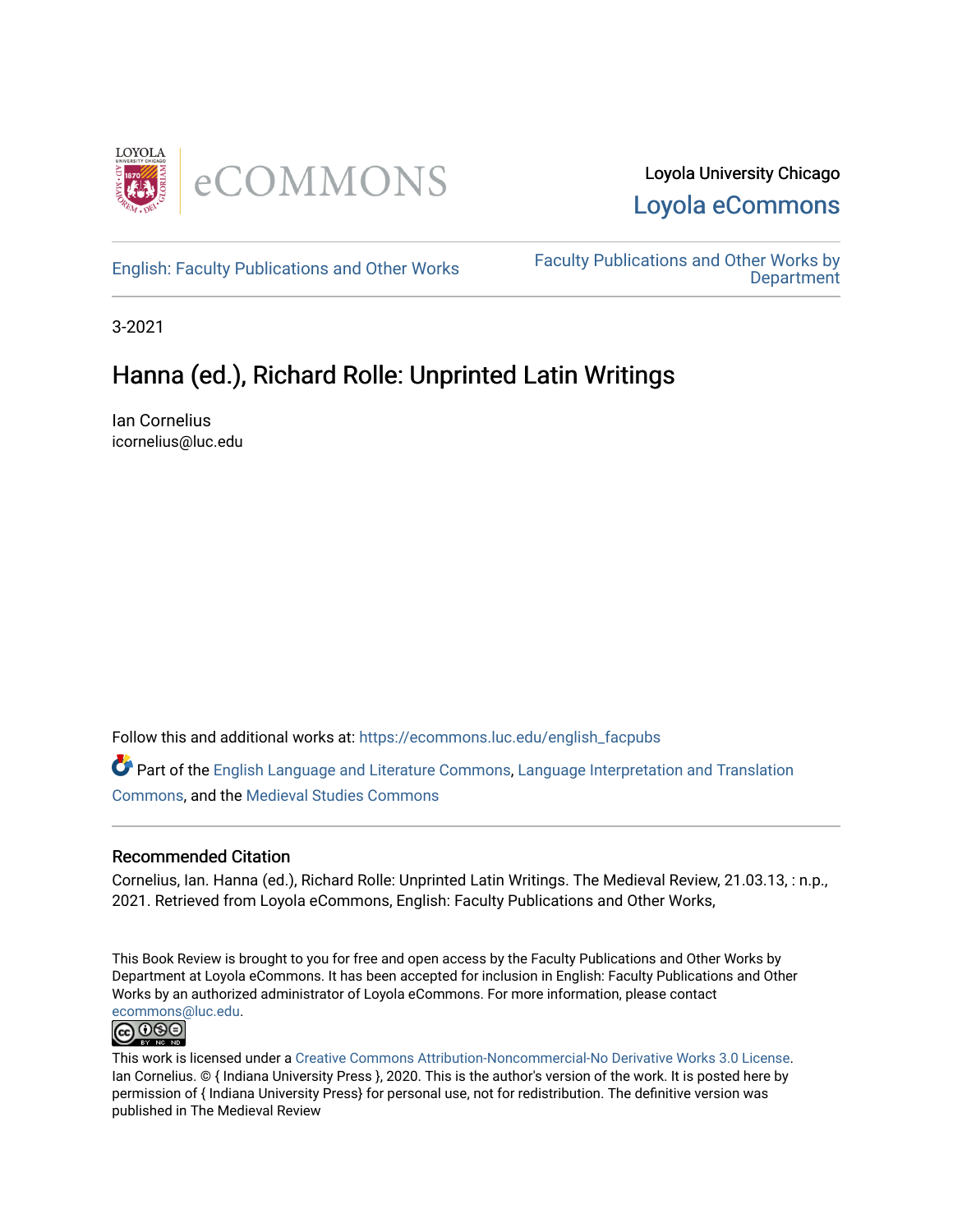Loyola University Chicago

Loyola eCommons

English: Faculty Publications and Other Works

Faculty Publications and Other Works by Department

3-2021

# Hanna (ed.), Richard Rolle: Unprinted Latin Writings

Ian Cornelius
icornelius@luc.edu

Follow this and additional works at: https://ecommons.luc.edu/english_facpubs

Part of the English Language and Literature Commons, Language Interpretation and Translation Commons, and the Medieval Studies Commons

## Recommended Citation

Cornelius, Ian. Hanna (ed.), Richard Rolle: Unprinted Latin Writings. The Medieval Review, 21.03.13, : n.p., 2021. Retrieved from Loyola eCommons, English: Faculty Publications and Other Works,

This Book Review is brought to you for free and open access by the Faculty Publications and Other Works by Department at Loyola eCommons. It has been accepted for inclusion in English: Faculty Publications and Other Works by an authorized administrator of Loyola eCommons. For more information, please contact ecommons@luc.edu.

This work is licensed under a Creative Commons Attribution-Noncommercial-No Derivative Works 3.0 License. Ian Cornelius. © { Indiana University Press }, 2020. This is the author's version of the work. It is posted here by permission of { Indiana University Press} for personal use, not for redistribution. The definitive version was published in The Medieval Review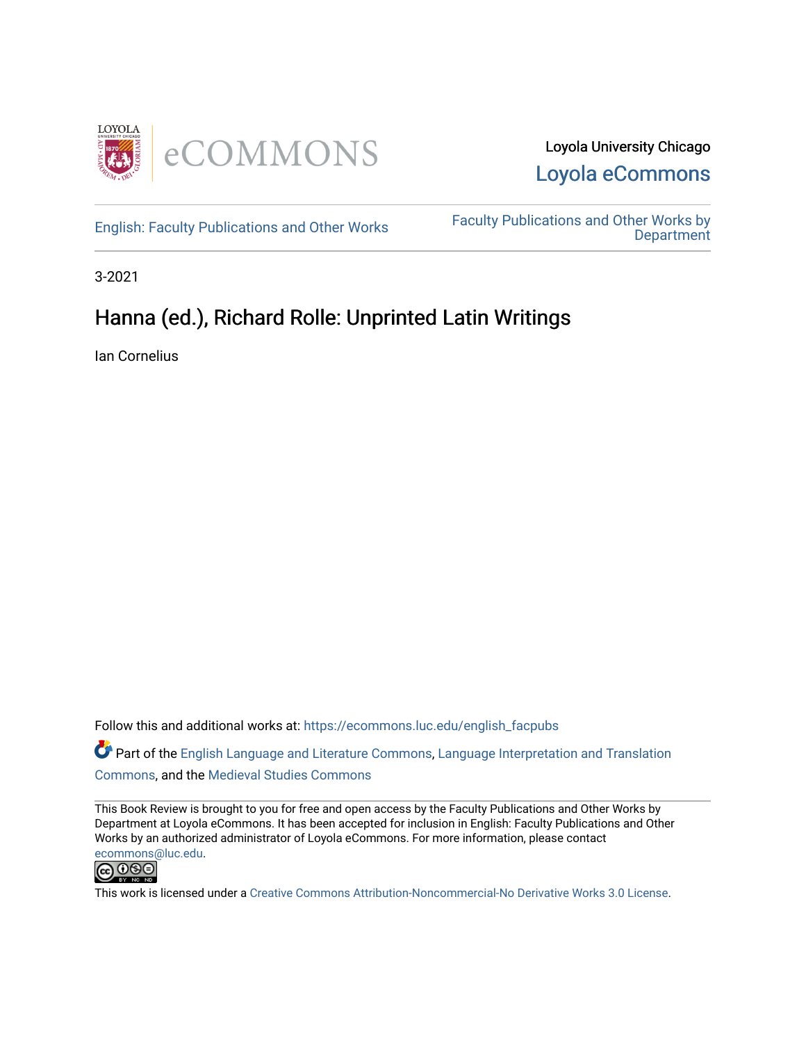Loyola University Chicago

Loyola eCommons

English: Faculty Publications and Other Works

Faculty Publications and Other Works by Department

3-2021

# Hanna (ed.), Richard Rolle: Unprinted Latin Writings

Ian Cornelius

Follow this and additional works at: https://ecommons.luc.edu/english_facpubs

Part of the English Language and Literature Commons, Language Interpretation and Translation Commons, and the Medieval Studies Commons

This Book Review is brought to you for free and open access by the Faculty Publications and Other Works by Department at Loyola eCommons. It has been accepted for inclusion in English: Faculty Publications and Other Works by an authorized administrator of Loyola eCommons. For more information, please contact ecommons@luc.edu.

This work is licensed under a Creative Commons Attribution-Noncommercial-No Derivative Works 3.0 License.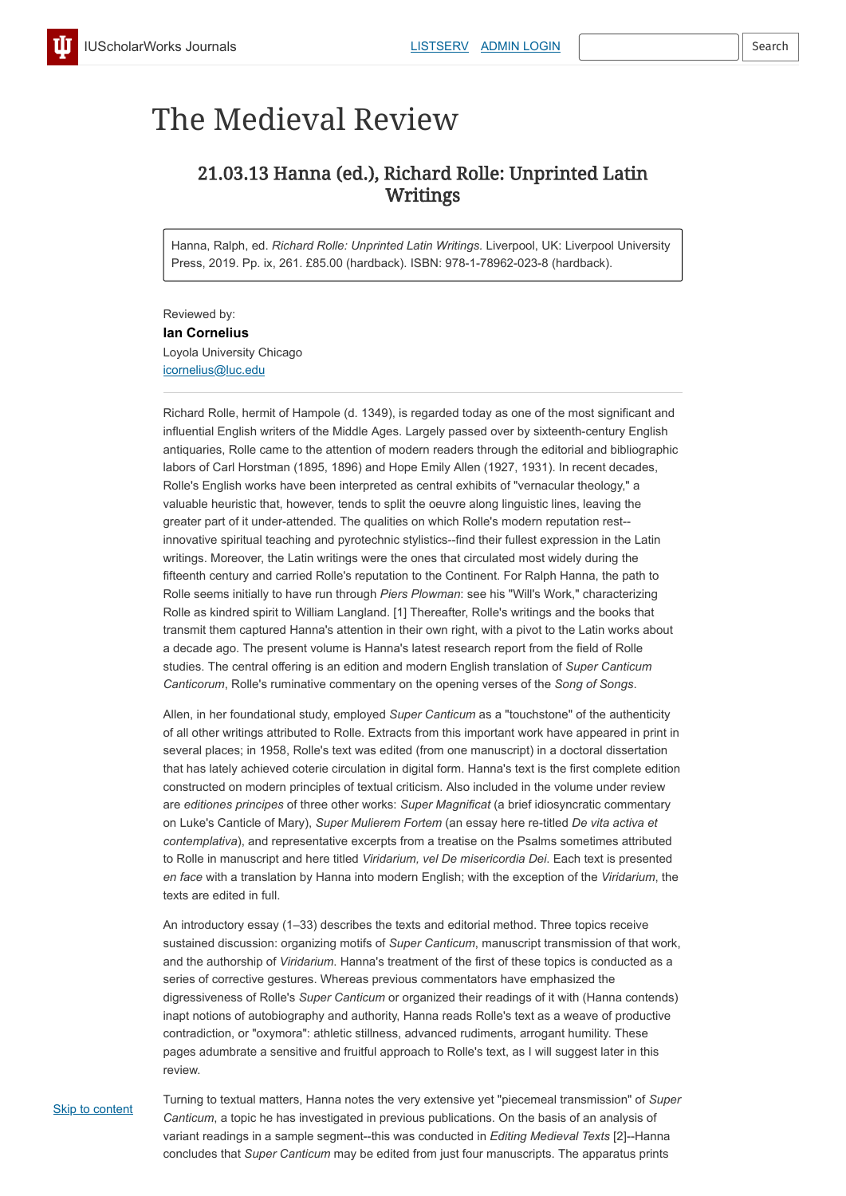# The Medieval Review

## 21.03.13 Hanna (ed.), Richard Rolle: Unprinted Latin Writings

Hanna, Ralph, ed. *Richard Rolle: Unprinted Latin Writings.* Liverpool, UK: Liverpool University Press, 2019. Pp. ix, 261. £85.00 (hardback). ISBN: 978-1-78962-023-8 (hardback).

Reviewed by:
**Ian Cornelius**
Loyola University Chicago
icornelius@luc.edu

---

Richard Rolle, hermit of Hampole (d. 1349), is regarded today as one of the most significant and influential English writers of the Middle Ages. Largely passed over by sixteenth-century English antiquaries, Rolle came to the attention of modern readers through the editorial and bibliographic labors of Carl Horstman (1895, 1896) and Hope Emily Allen (1927, 1931). In recent decades, Rolle's English works have been interpreted as central exhibits of "vernacular theology," a valuable heuristic that, however, tends to split the oeuvre along linguistic lines, leaving the greater part of it under-attended. The qualities on which Rolle's modern reputation rest--innovative spiritual teaching and pyrotechnic stylistics--find their fullest expression in the Latin writings. Moreover, the Latin writings were the ones that circulated most widely during the fifteenth century and carried Rolle's reputation to the Continent. For Ralph Hanna, the path to Rolle seems initially to have run through *Piers Plowman*: see his "Will's Work," characterizing Rolle as kindred spirit to William Langland. [1] Thereafter, Rolle's writings and the books that transmit them captured Hanna's attention in their own right, with a pivot to the Latin works about a decade ago. The present volume is Hanna's latest research report from the field of Rolle studies. The central offering is an edition and modern English translation of *Super Canticum Canticorum*, Rolle's ruminative commentary on the opening verses of the *Song of Songs*.

Allen, in her foundational study, employed *Super Canticum* as a "touchstone" of the authenticity of all other writings attributed to Rolle. Extracts from this important work have appeared in print in several places; in 1958, Rolle's text was edited (from one manuscript) in a doctoral dissertation that has lately achieved coterie circulation in digital form. Hanna's text is the first complete edition constructed on modern principles of textual criticism. Also included in the volume under review are *editiones principes* of three other works: *Super Magnificat* (a brief idiosyncratic commentary on Luke's Canticle of Mary), *Super Mulierem Fortem* (an essay here re-titled *De vita activa et contemplativa*), and representative excerpts from a treatise on the Psalms sometimes attributed to Rolle in manuscript and here titled *Viridarium, vel De misericordia Dei*. Each text is presented *en face* with a translation by Hanna into modern English; with the exception of the *Viridarium*, the texts are edited in full.

An introductory essay (1–33) describes the texts and editorial method. Three topics receive sustained discussion: organizing motifs of *Super Canticum*, manuscript transmission of that work, and the authorship of *Viridarium*. Hanna's treatment of the first of these topics is conducted as a series of corrective gestures. Whereas previous commentators have emphasized the digressiveness of Rolle's *Super Canticum* or organized their readings of it with (Hanna contends) inapt notions of autobiography and authority, Hanna reads Rolle's text as a weave of productive contradiction, or "oxymora": athletic stillness, advanced rudiments, arrogant humility. These pages adumbrate a sensitive and fruitful approach to Rolle's text, as I will suggest later in this review.

Turning to textual matters, Hanna notes the very extensive yet "piecemeal transmission" of *Super Canticum*, a topic he has investigated in previous publications. On the basis of an analysis of variant readings in a sample segment--this was conducted in *Editing Medieval Texts* [2]--Hanna concludes that *Super Canticum* may be edited from just four manuscripts. The apparatus prints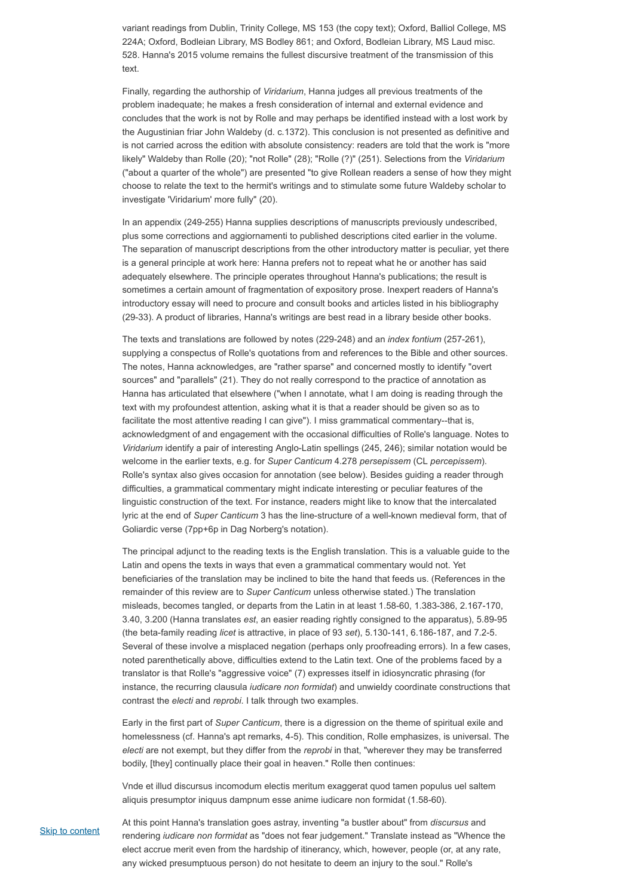variant readings from Dublin, Trinity College, MS 153 (the copy text); Oxford, Balliol College, MS 224A; Oxford, Bodleian Library, MS Bodley 861; and Oxford, Bodleian Library, MS Laud misc. 528. Hanna's 2015 volume remains the fullest discursive treatment of the transmission of this text.

Finally, regarding the authorship of *Viridarium*, Hanna judges all previous treatments of the problem inadequate; he makes a fresh consideration of internal and external evidence and concludes that the work is not by Rolle and may perhaps be identified instead with a lost work by the Augustinian friar John Waldeby (d. c.1372). This conclusion is not presented as definitive and is not carried across the edition with absolute consistency: readers are told that the work is "more likely" Waldeby than Rolle (20); "not Rolle" (28); "Rolle (?)" (251). Selections from the *Viridarium* ("about a quarter of the whole") are presented "to give Rollean readers a sense of how they might choose to relate the text to the hermit's writings and to stimulate some future Waldeby scholar to investigate 'Viridarium' more fully" (20).

In an appendix (249-255) Hanna supplies descriptions of manuscripts previously undescribed, plus some corrections and aggiornamenti to published descriptions cited earlier in the volume. The separation of manuscript descriptions from the other introductory matter is peculiar, yet there is a general principle at work here: Hanna prefers not to repeat what he or another has said adequately elsewhere. The principle operates throughout Hanna's publications; the result is sometimes a certain amount of fragmentation of expository prose. Inexpert readers of Hanna's introductory essay will need to procure and consult books and articles listed in his bibliography (29-33). A product of libraries, Hanna's writings are best read in a library beside other books.

The texts and translations are followed by notes (229-248) and an *index fontium* (257-261), supplying a conspectus of Rolle's quotations from and references to the Bible and other sources. The notes, Hanna acknowledges, are "rather sparse" and concerned mostly to identify "overt sources" and "parallels" (21). They do not really correspond to the practice of annotation as Hanna has articulated that elsewhere ("when I annotate, what I am doing is reading through the text with my profoundest attention, asking what it is that a reader should be given so as to facilitate the most attentive reading I can give"). I miss grammatical commentary--that is, acknowledgment of and engagement with the occasional difficulties of Rolle's language. Notes to *Viridarium* identify a pair of interesting Anglo-Latin spellings (245, 246); similar notation would be welcome in the earlier texts, e.g. for *Super Canticum* 4.278 *persepissem* (CL *percepissem*). Rolle's syntax also gives occasion for annotation (see below). Besides guiding a reader through difficulties, a grammatical commentary might indicate interesting or peculiar features of the linguistic construction of the text. For instance, readers might like to know that the intercalated lyric at the end of *Super Canticum* 3 has the line-structure of a well-known medieval form, that of Goliardic verse (7pp+6p in Dag Norberg's notation).

The principal adjunct to the reading texts is the English translation. This is a valuable guide to the Latin and opens the texts in ways that even a grammatical commentary would not. Yet beneficiaries of the translation may be inclined to bite the hand that feeds us. (References in the remainder of this review are to *Super Canticum* unless otherwise stated.) The translation misleads, becomes tangled, or departs from the Latin in at least 1.58-60, 1.383-386, 2.167-170, 3.40, 3.200 (Hanna translates *est*, an easier reading rightly consigned to the apparatus), 5.89-95 (the beta-family reading *licet* is attractive, in place of 93 *set*), 5.130-141, 6.186-187, and 7.2-5. Several of these involve a misplaced negation (perhaps only proofreading errors). In a few cases, noted parenthetically above, difficulties extend to the Latin text. One of the problems faced by a translator is that Rolle's "aggressive voice" (7) expresses itself in idiosyncratic phrasing (for instance, the recurring clausula *iudicare non formidat*) and unwieldy coordinate constructions that contrast the *electi* and *reprobi*. I talk through two examples.

Early in the first part of *Super Canticum*, there is a digression on the theme of spiritual exile and homelessness (cf. Hanna's apt remarks, 4-5). This condition, Rolle emphasizes, is universal. The *electi* are not exempt, but they differ from the *reprobi* in that, "wherever they may be transferred bodily, [they] continually place their goal in heaven." Rolle then continues:

Vnde et illud discursus incomodum electis meritum exaggerat quod tamen populus uel saltem aliquis presumptor iniquus dampnum esse anime iudicare non formidat (1.58-60).

At this point Hanna's translation goes astray, inventing "a bustler about" from *discursus* and rendering *iudicare non formidat* as "does not fear judgement." Translate instead as "Whence the elect accrue merit even from the hardship of itinerancy, which, however, people (or, at any rate, any wicked presumptuous person) do not hesitate to deem an injury to the soul." Rolle's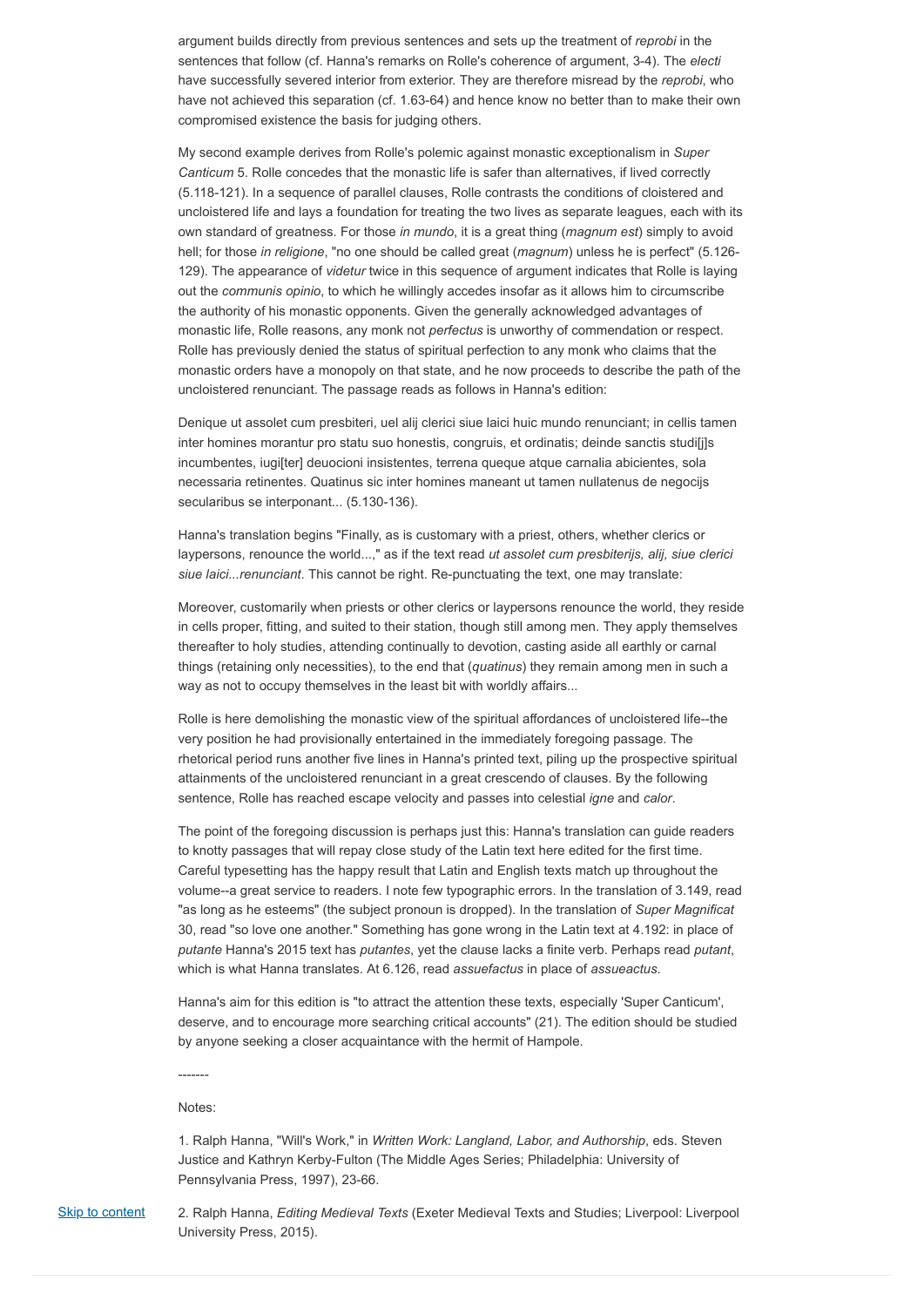argument builds directly from previous sentences and sets up the treatment of *reprobi* in the sentences that follow (cf. Hanna's remarks on Rolle's coherence of argument, 3-4). The *electi* have successfully severed interior from exterior. They are therefore misread by the *reprobi*, who have not achieved this separation (cf. 1.63-64) and hence know no better than to make their own compromised existence the basis for judging others.

My second example derives from Rolle's polemic against monastic exceptionalism in *Super Canticum* 5. Rolle concedes that the monastic life is safer than alternatives, if lived correctly (5.118-121). In a sequence of parallel clauses, Rolle contrasts the conditions of cloistered and uncloistered life and lays a foundation for treating the two lives as separate leagues, each with its own standard of greatness. For those *in mundo*, it is a great thing (*magnum est*) simply to avoid hell; for those *in religione*, "no one should be called great (*magnum*) unless he is perfect" (5.126-129). The appearance of *videtur* twice in this sequence of argument indicates that Rolle is laying out the *communis opinio*, to which he willingly accedes insofar as it allows him to circumscribe the authority of his monastic opponents. Given the generally acknowledged advantages of monastic life, Rolle reasons, any monk not *perfectus* is unworthy of commendation or respect. Rolle has previously denied the status of spiritual perfection to any monk who claims that the monastic orders have a monopoly on that state, and he now proceeds to describe the path of the uncloistered renunciant. The passage reads as follows in Hanna's edition:

Denique ut assolet cum presbiteri, uel alij clerici siue laici huic mundo renunciant; in cellis tamen inter homines morantur pro statu suo honestis, congruis, et ordinatis; deinde sanctis studi[j]s incumbentes, iugi[ter] deuocioni insistentes, terrena queque atque carnalia abicientes, sola necessaria retinentes. Quatinus sic inter homines maneant ut tamen nullatenus de negocijs secularibus se interponant... (5.130-136).

Hanna's translation begins "Finally, as is customary with a priest, others, whether clerics or laypersons, renounce the world...," as if the text read *ut assolet cum presbiterijs, alij, siue clerici siue laici...renunciant*. This cannot be right. Re-punctuating the text, one may translate:

Moreover, customarily when priests or other clerics or laypersons renounce the world, they reside in cells proper, fitting, and suited to their station, though still among men. They apply themselves thereafter to holy studies, attending continually to devotion, casting aside all earthly or carnal things (retaining only necessities), to the end that (*quatinus*) they remain among men in such a way as not to occupy themselves in the least bit with worldly affairs...

Rolle is here demolishing the monastic view of the spiritual affordances of uncloistered life--the very position he had provisionally entertained in the immediately foregoing passage. The rhetorical period runs another five lines in Hanna's printed text, piling up the prospective spiritual attainments of the uncloistered renunciant in a great crescendo of clauses. By the following sentence, Rolle has reached escape velocity and passes into celestial *igne* and *calor*.

The point of the foregoing discussion is perhaps just this: Hanna's translation can guide readers to knotty passages that will repay close study of the Latin text here edited for the first time. Careful typesetting has the happy result that Latin and English texts match up throughout the volume--a great service to readers. I note few typographic errors. In the translation of 3.149, read "as long as he esteems" (the subject pronoun is dropped). In the translation of *Super Magnificat* 30, read "so love one another." Something has gone wrong in the Latin text at 4.192: in place of *putante* Hanna's 2015 text has *putantes*, yet the clause lacks a finite verb. Perhaps read *putant*, which is what Hanna translates. At 6.126, read *assuefactus* in place of *assueactus*.

Hanna's aim for this edition is "to attract the attention these texts, especially 'Super Canticum', deserve, and to encourage more searching critical accounts" (21). The edition should be studied by anyone seeking a closer acquaintance with the hermit of Hampole.

-------

Notes:

1. Ralph Hanna, "Will's Work," in *Written Work: Langland, Labor, and Authorship*, eds. Steven Justice and Kathryn Kerby-Fulton (The Middle Ages Series; Philadelphia: University of Pennsylvania Press, 1997), 23-66.

2. Ralph Hanna, *Editing Medieval Texts* (Exeter Medieval Texts and Studies; Liverpool: Liverpool University Press, 2015).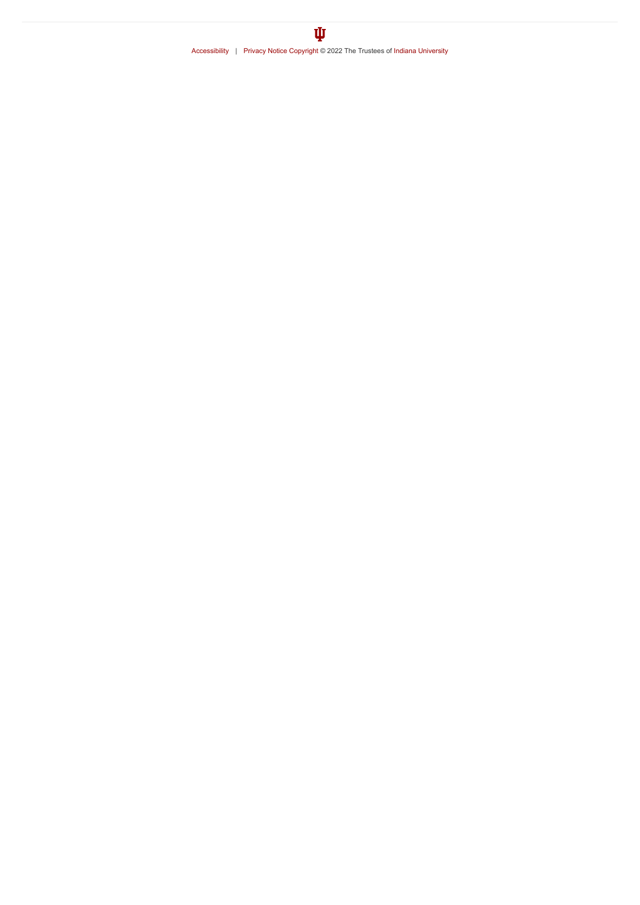Accessibility | Privacy Notice Copyright © 2022 The Trustees of Indiana University